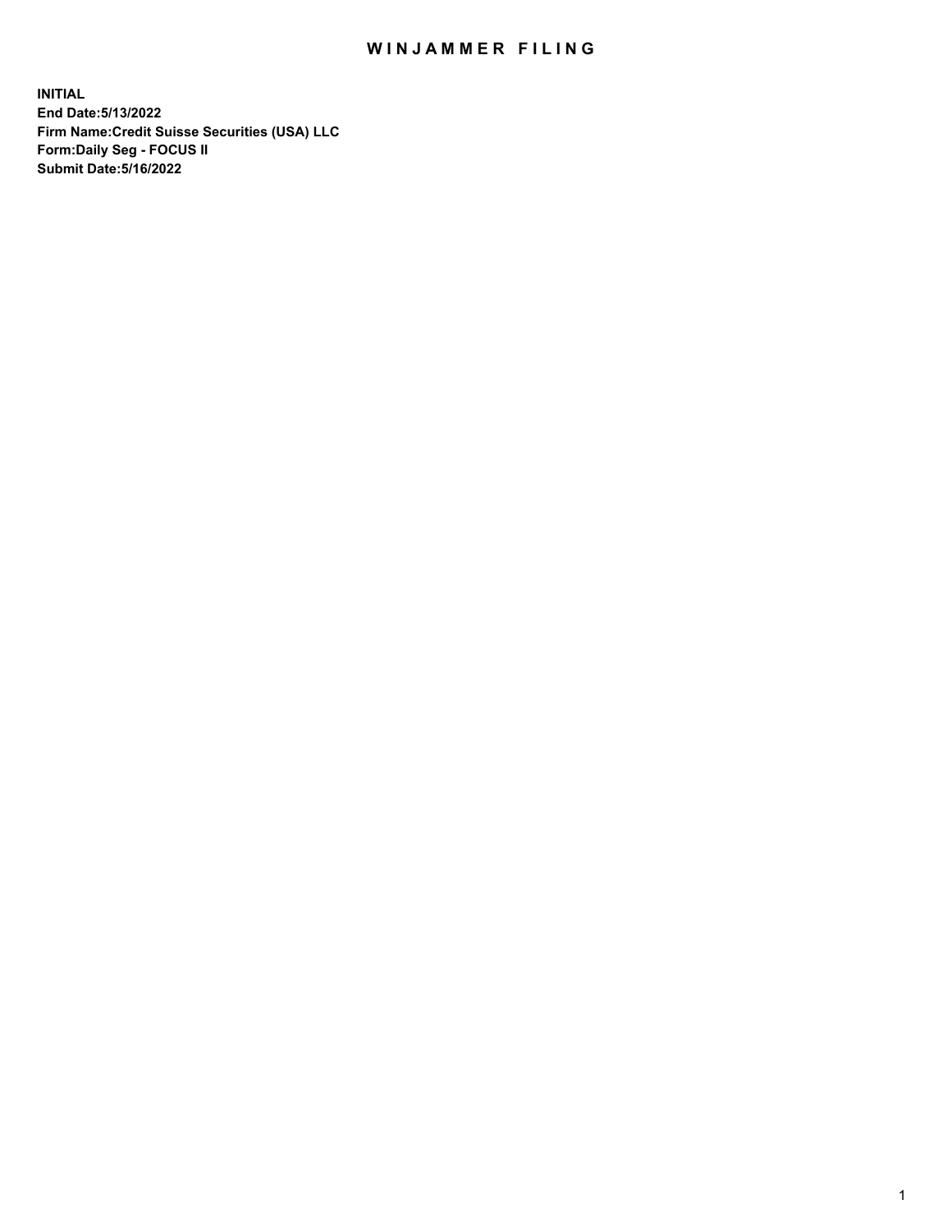# WINJAMMER FILING

**INITIAL**
**End Date:5/13/2022**
**Firm Name:Credit Suisse Securities (USA) LLC**
**Form:Daily Seg - FOCUS II**
**Submit Date:5/16/2022**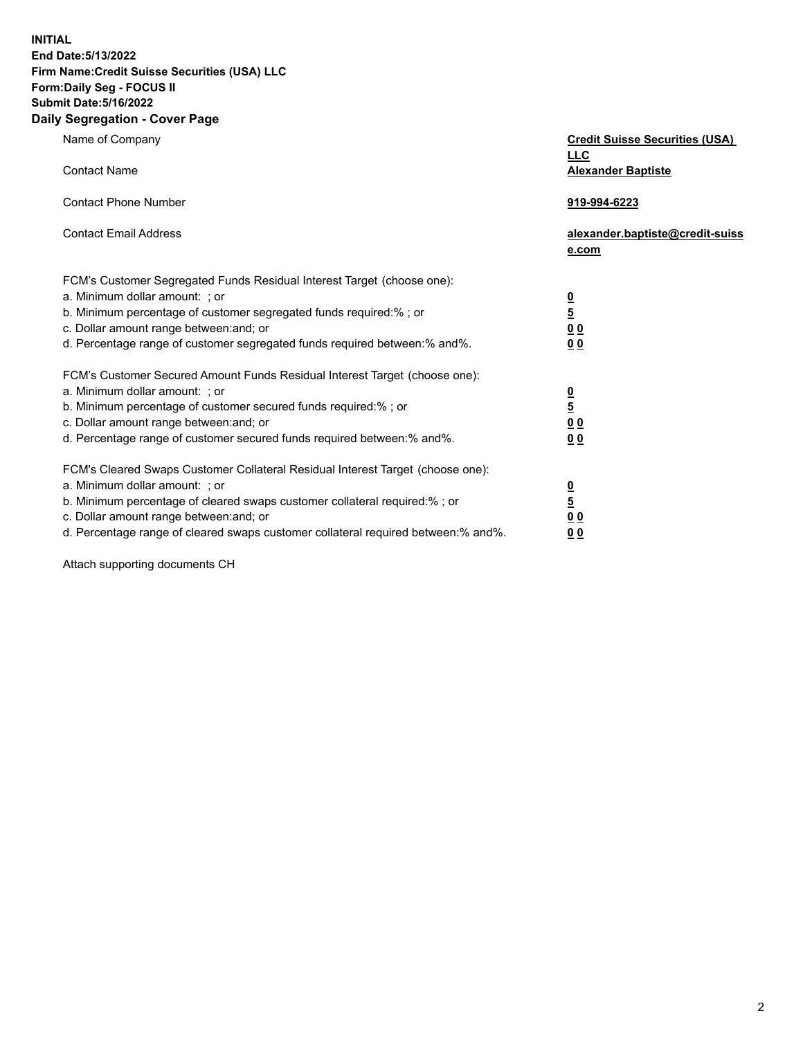**INITIAL**
**End Date:5/13/2022**
**Firm Name:Credit Suisse Securities (USA) LLC**
**Form:Daily Seg - FOCUS II**
**Submit Date:5/16/2022**

## Daily Segregation - Cover Page

| | |
|---|---|
| Name of Company | **Credit Suisse Securities (USA) LLC** |
| Contact Name | **Alexander Baptiste** |
| Contact Phone Number | **919-994-6223** |
| Contact Email Address | **alexander.baptiste@credit-suisse.com** |

| | |
|---|---|
| FCM's Customer Segregated Funds Residual Interest Target (choose one): | |
| a. Minimum dollar amount: ; or | **0** |
| b. Minimum percentage of customer segregated funds required:% ; or | **5** |
| c. Dollar amount range between:and; or | **0 0** |
| d. Percentage range of customer segregated funds required between:% and%. | **0 0** |
| FCM's Customer Secured Amount Funds Residual Interest Target (choose one): | |
| a. Minimum dollar amount: ; or | **0** |
| b. Minimum percentage of customer secured funds required:% ; or | **5** |
| c. Dollar amount range between:and; or | **0 0** |
| d. Percentage range of customer secured funds required between:% and%. | **0 0** |
| FCM's Cleared Swaps Customer Collateral Residual Interest Target (choose one): | |
| a. Minimum dollar amount: ; or | **0** |
| b. Minimum percentage of cleared swaps customer collateral required:% ; or | **5** |
| c. Dollar amount range between:and; or | **0 0** |
| d. Percentage range of cleared swaps customer collateral required between:% and%. | **0 0** |

Attach supporting documents CH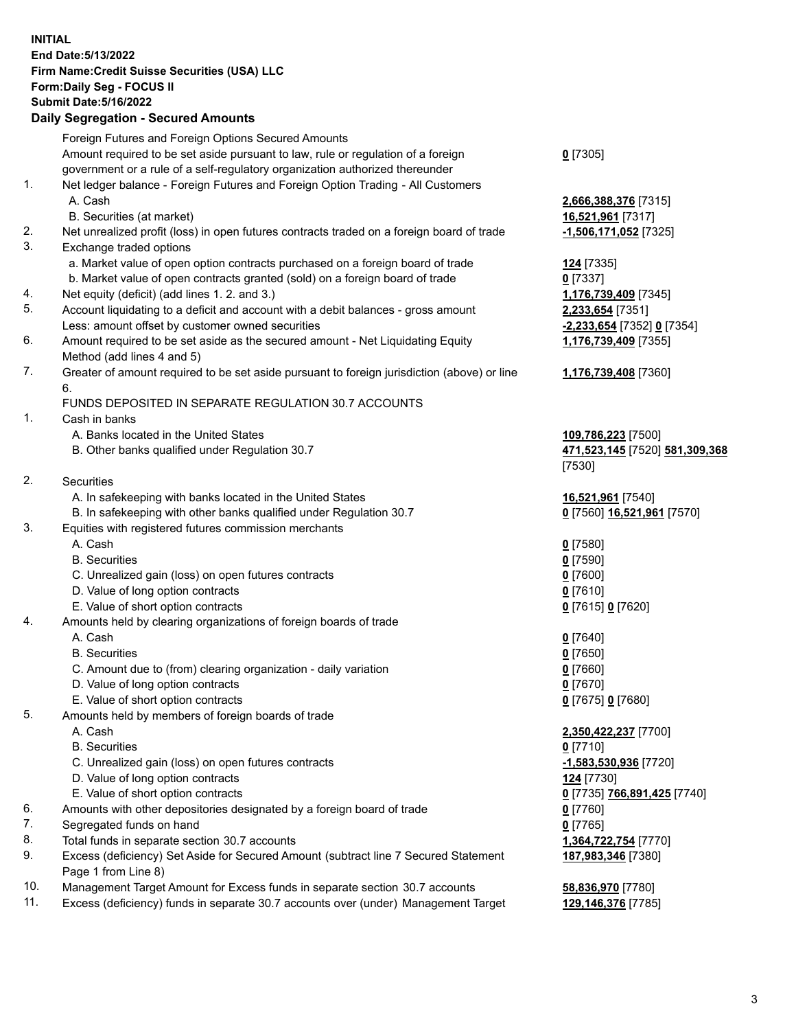**INITIAL**
**End Date:5/13/2022**
**Firm Name:Credit Suisse Securities (USA) LLC**
**Form:Daily Seg - FOCUS II**
**Submit Date:5/16/2022**

## Daily Segregation - Secured Amounts

| | | |
|---|---|---|
| | Foreign Futures and Foreign Options Secured Amounts | |
| | Amount required to be set aside pursuant to law, rule or regulation of a foreign government or a rule of a self-regulatory organization authorized thereunder | **0** [7305] |
| 1. | Net ledger balance - Foreign Futures and Foreign Option Trading - All Customers | |
| | A. Cash | **2,666,388,376** [7315] |
| | B. Securities (at market) | **16,521,961** [7317] |
| 2. | Net unrealized profit (loss) in open futures contracts traded on a foreign board of trade | **-1,506,171,052** [7325] |
| 3. | Exchange traded options | |
| | a. Market value of open option contracts purchased on a foreign board of trade | **124** [7335] |
| | b. Market value of open contracts granted (sold) on a foreign board of trade | **0** [7337] |
| 4. | Net equity (deficit) (add lines 1. 2. and 3.) | **1,176,739,409** [7345] |
| 5. | Account liquidating to a deficit and account with a debit balances - gross amount | **2,233,654** [7351] |
| | Less: amount offset by customer owned securities | **-2,233,654** [7352] **0** [7354] |
| 6. | Amount required to be set aside as the secured amount - Net Liquidating Equity Method (add lines 4 and 5) | **1,176,739,409** [7355] |
| 7. | Greater of amount required to be set aside pursuant to foreign jurisdiction (above) or line 6. | **1,176,739,408** [7360] |
| | FUNDS DEPOSITED IN SEPARATE REGULATION 30.7 ACCOUNTS | |
| 1. | Cash in banks | |
| | A. Banks located in the United States | **109,786,223** [7500] |
| | B. Other banks qualified under Regulation 30.7 | **471,523,145** [7520] **581,309,368** [7530] |
| 2. | Securities | |
| | A. In safekeeping with banks located in the United States | **16,521,961** [7540] |
| | B. In safekeeping with other banks qualified under Regulation 30.7 | **0** [7560] **16,521,961** [7570] |
| 3. | Equities with registered futures commission merchants | |
| | A. Cash | **0** [7580] |
| | B. Securities | **0** [7590] |
| | C. Unrealized gain (loss) on open futures contracts | **0** [7600] |
| | D. Value of long option contracts | **0** [7610] |
| | E. Value of short option contracts | **0** [7615] **0** [7620] |
| 4. | Amounts held by clearing organizations of foreign boards of trade | |
| | A. Cash | **0** [7640] |
| | B. Securities | **0** [7650] |
| | C. Amount due to (from) clearing organization - daily variation | **0** [7660] |
| | D. Value of long option contracts | **0** [7670] |
| | E. Value of short option contracts | **0** [7675] **0** [7680] |
| 5. | Amounts held by members of foreign boards of trade | |
| | A. Cash | **2,350,422,237** [7700] |
| | B. Securities | **0** [7710] |
| | C. Unrealized gain (loss) on open futures contracts | **-1,583,530,936** [7720] |
| | D. Value of long option contracts | **124** [7730] |
| | E. Value of short option contracts | **0** [7735] **766,891,425** [7740] |
| 6. | Amounts with other depositories designated by a foreign board of trade | **0** [7760] |
| 7. | Segregated funds on hand | **0** [7765] |
| 8. | Total funds in separate section 30.7 accounts | **1,364,722,754** [7770] |
| 9. | Excess (deficiency) Set Aside for Secured Amount (subtract line 7 Secured Statement Page 1 from Line 8) | **187,983,346** [7380] |
| 10. | Management Target Amount for Excess funds in separate section 30.7 accounts | **58,836,970** [7780] |
| 11. | Excess (deficiency) funds in separate 30.7 accounts over (under) Management Target | **129,146,376** [7785] |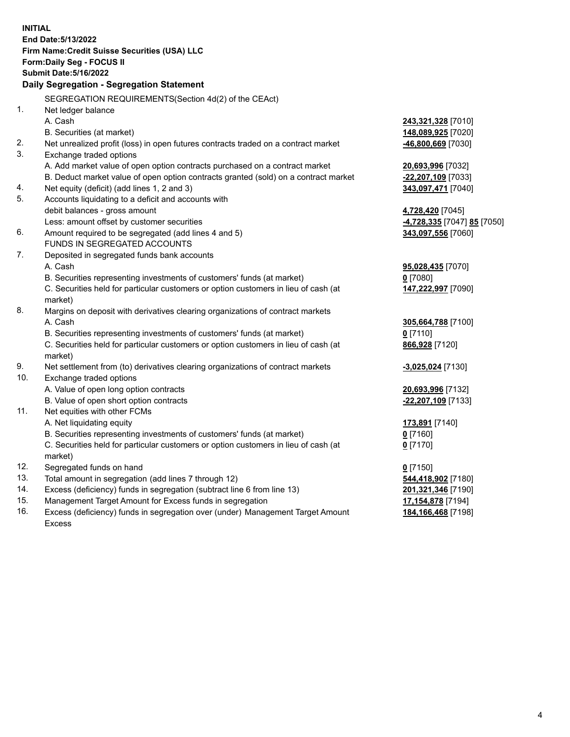**INITIAL**
**End Date:5/13/2022**
**Firm Name:Credit Suisse Securities (USA) LLC**
**Form:Daily Seg - FOCUS II**
**Submit Date:5/16/2022**

## Daily Segregation - Segregation Statement

SEGREGATION REQUIREMENTS(Section 4d(2) of the CEAct)

| | | |
|---|---|---|
| 1. | Net ledger balance | |
| | A. Cash | **243,321,328** [7010] |
| | B. Securities (at market) | **148,089,925** [7020] |
| 2. | Net unrealized profit (loss) in open futures contracts traded on a contract market | **-46,800,669** [7030] |
| 3. | Exchange traded options | |
| | A. Add market value of open option contracts purchased on a contract market | **20,693,996** [7032] |
| | B. Deduct market value of open option contracts granted (sold) on a contract market | **-22,207,109** [7033] |
| 4. | Net equity (deficit) (add lines 1, 2 and 3) | **343,097,471** [7040] |
| 5. | Accounts liquidating to a deficit and accounts with | |
| | debit balances - gross amount | **4,728,420** [7045] |
| | Less: amount offset by customer securities | **-4,728,335** [7047] **85** [7050] |
| 6. | Amount required to be segregated (add lines 4 and 5) | **343,097,556** [7060] |
| | FUNDS IN SEGREGATED ACCOUNTS | |
| 7. | Deposited in segregated funds bank accounts | |
| | A. Cash | **95,028,435** [7070] |
| | B. Securities representing investments of customers' funds (at market) | **0** [7080] |
| | C. Securities held for particular customers or option customers in lieu of cash (at market) | **147,222,997** [7090] |
| 8. | Margins on deposit with derivatives clearing organizations of contract markets | |
| | A. Cash | **305,664,788** [7100] |
| | B. Securities representing investments of customers' funds (at market) | **0** [7110] |
| | C. Securities held for particular customers or option customers in lieu of cash (at market) | **866,928** [7120] |
| 9. | Net settlement from (to) derivatives clearing organizations of contract markets | **-3,025,024** [7130] |
| 10. | Exchange traded options | |
| | A. Value of open long option contracts | **20,693,996** [7132] |
| | B. Value of open short option contracts | **-22,207,109** [7133] |
| 11. | Net equities with other FCMs | |
| | A. Net liquidating equity | **173,891** [7140] |
| | B. Securities representing investments of customers' funds (at market) | **0** [7160] |
| | C. Securities held for particular customers or option customers in lieu of cash (at market) | **0** [7170] |
| 12. | Segregated funds on hand | **0** [7150] |
| 13. | Total amount in segregation (add lines 7 through 12) | **544,418,902** [7180] |
| 14. | Excess (deficiency) funds in segregation (subtract line 6 from line 13) | **201,321,346** [7190] |
| 15. | Management Target Amount for Excess funds in segregation | **17,154,878** [7194] |
| 16. | Excess (deficiency) funds in segregation over (under) Management Target Amount Excess | **184,166,468** [7198] |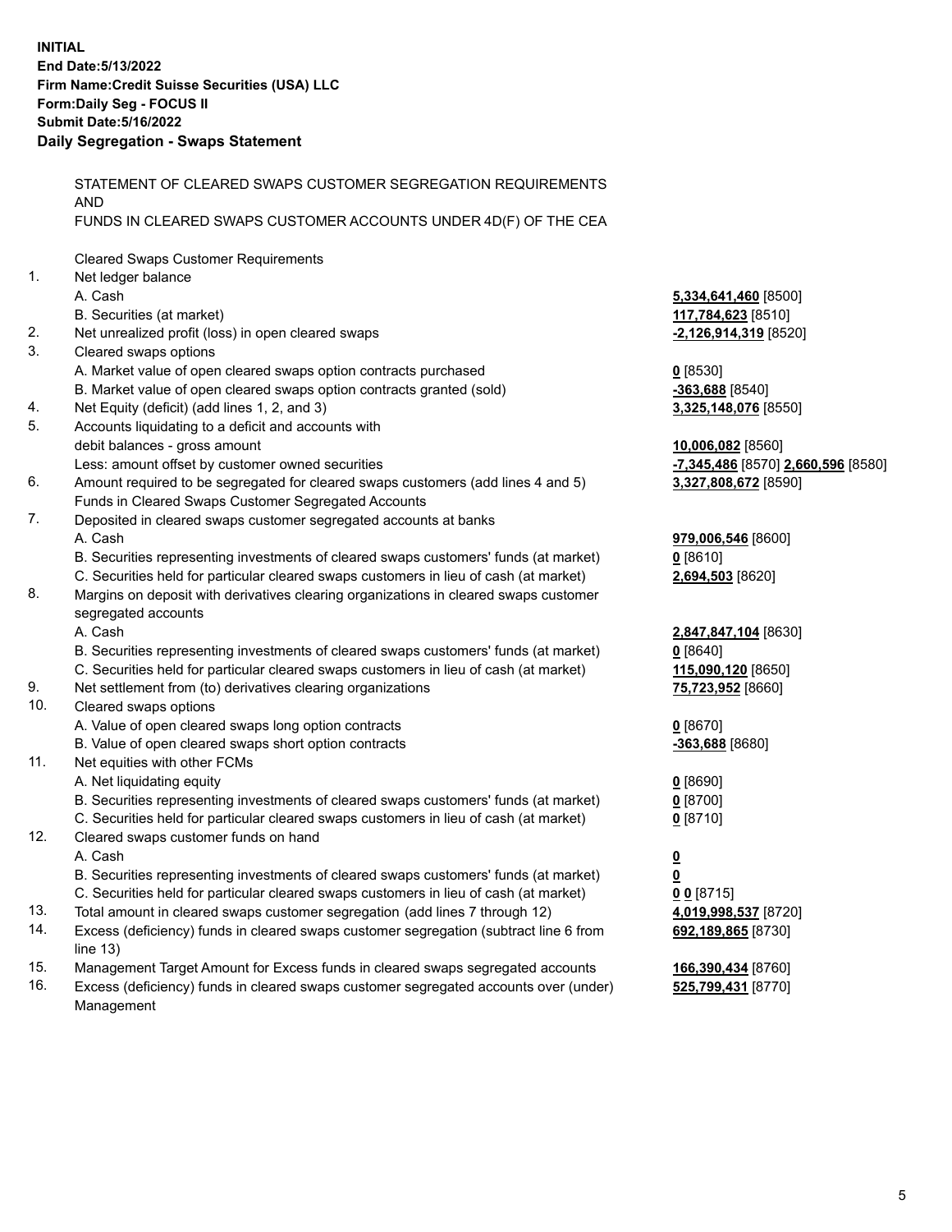**INITIAL**
**End Date:5/13/2022**
**Firm Name:Credit Suisse Securities (USA) LLC**
**Form:Daily Seg - FOCUS II**
**Submit Date:5/16/2022**
**Daily Segregation - Swaps Statement**

STATEMENT OF CLEARED SWAPS CUSTOMER SEGREGATION REQUIREMENTS AND FUNDS IN CLEARED SWAPS CUSTOMER ACCOUNTS UNDER 4D(F) OF THE CEA

| | | |
|---|---|---|
| | Cleared Swaps Customer Requirements | |
| 1. | Net ledger balance | |
| | A. Cash | **5,334,641,460** [8500] |
| | B. Securities (at market) | **117,784,623** [8510] |
| 2. | Net unrealized profit (loss) in open cleared swaps | **-2,126,914,319** [8520] |
| 3. | Cleared swaps options | |
| | A. Market value of open cleared swaps option contracts purchased | **0** [8530] |
| | B. Market value of open cleared swaps option contracts granted (sold) | **-363,688** [8540] |
| 4. | Net Equity (deficit) (add lines 1, 2, and 3) | **3,325,148,076** [8550] |
| 5. | Accounts liquidating to a deficit and accounts with debit balances - gross amount | **10,006,082** [8560] |
| | Less: amount offset by customer owned securities | **-7,345,486** [8570] **2,660,596** [8580] |
| 6. | Amount required to be segregated for cleared swaps customers (add lines 4 and 5) | **3,327,808,672** [8590] |
| | Funds in Cleared Swaps Customer Segregated Accounts | |
| 7. | Deposited in cleared swaps customer segregated accounts at banks | |
| | A. Cash | **979,006,546** [8600] |
| | B. Securities representing investments of cleared swaps customers' funds (at market) | **0** [8610] |
| | C. Securities held for particular cleared swaps customers in lieu of cash (at market) | **2,694,503** [8620] |
| 8. | Margins on deposit with derivatives clearing organizations in cleared swaps customer segregated accounts | |
| | A. Cash | **2,847,847,104** [8630] |
| | B. Securities representing investments of cleared swaps customers' funds (at market) | **0** [8640] |
| | C. Securities held for particular cleared swaps customers in lieu of cash (at market) | **115,090,120** [8650] |
| 9. | Net settlement from (to) derivatives clearing organizations | **75,723,952** [8660] |
| 10. | Cleared swaps options | |
| | A. Value of open cleared swaps long option contracts | **0** [8670] |
| | B. Value of open cleared swaps short option contracts | **-363,688** [8680] |
| 11. | Net equities with other FCMs | |
| | A. Net liquidating equity | **0** [8690] |
| | B. Securities representing investments of cleared swaps customers' funds (at market) | **0** [8700] |
| | C. Securities held for particular cleared swaps customers in lieu of cash (at market) | **0** [8710] |
| 12. | Cleared swaps customer funds on hand | |
| | A. Cash | **0** |
| | B. Securities representing investments of cleared swaps customers' funds (at market) | **0** |
| | C. Securities held for particular cleared swaps customers in lieu of cash (at market) | **0** **0** [8715] |
| 13. | Total amount in cleared swaps customer segregation (add lines 7 through 12) | **4,019,998,537** [8720] |
| 14. | Excess (deficiency) funds in cleared swaps customer segregation (subtract line 6 from line 13) | **692,189,865** [8730] |
| 15. | Management Target Amount for Excess funds in cleared swaps segregated accounts | **166,390,434** [8760] |
| 16. | Excess (deficiency) funds in cleared swaps customer segregated accounts over (under) Management | **525,799,431** [8770] |